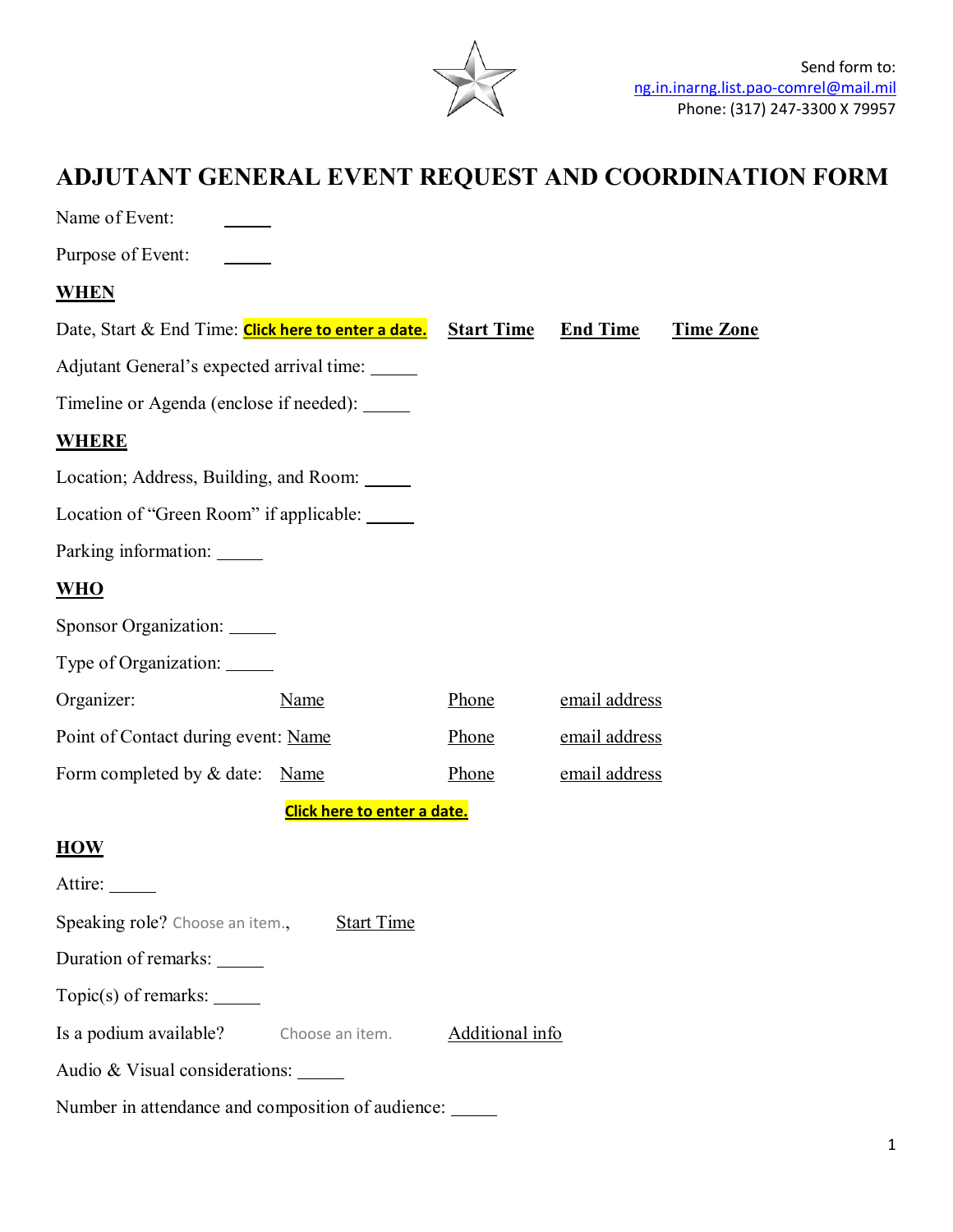Send form to:
ng.in.inarng.list.pao-comrel@mail.mil
Phone: (317) 247-3300 X 79957

# ADJUTANT GENERAL EVENT REQUEST AND COORDINATION FORM

Name of Event: _____

Purpose of Event: _____

## WHEN

Date, Start & End Time: **Click here to enter a date.** Start Time End Time Time Zone

Adjutant General's expected arrival time: _____

Timeline or Agenda (enclose if needed): _____

## WHERE

Location; Address, Building, and Room: _____

Location of "Green Room" if applicable: _____

Parking information: _____

## WHO

Sponsor Organization: _____

Type of Organization: _____

| | | | |
|---|---|---|---|
| Organizer: | Name | Phone | email address |
| Point of Contact during event: | Name | Phone | email address |
| Form completed by & date: | Name | Phone | email address |
| | **Click here to enter a date.** | | |

## HOW

Attire: _____

Speaking role? Choose an item., Start Time

Duration of remarks: _____

Topic(s) of remarks: _____

Is a podium available? Choose an item. Additional info

Audio & Visual considerations: _____

Number in attendance and composition of audience: _____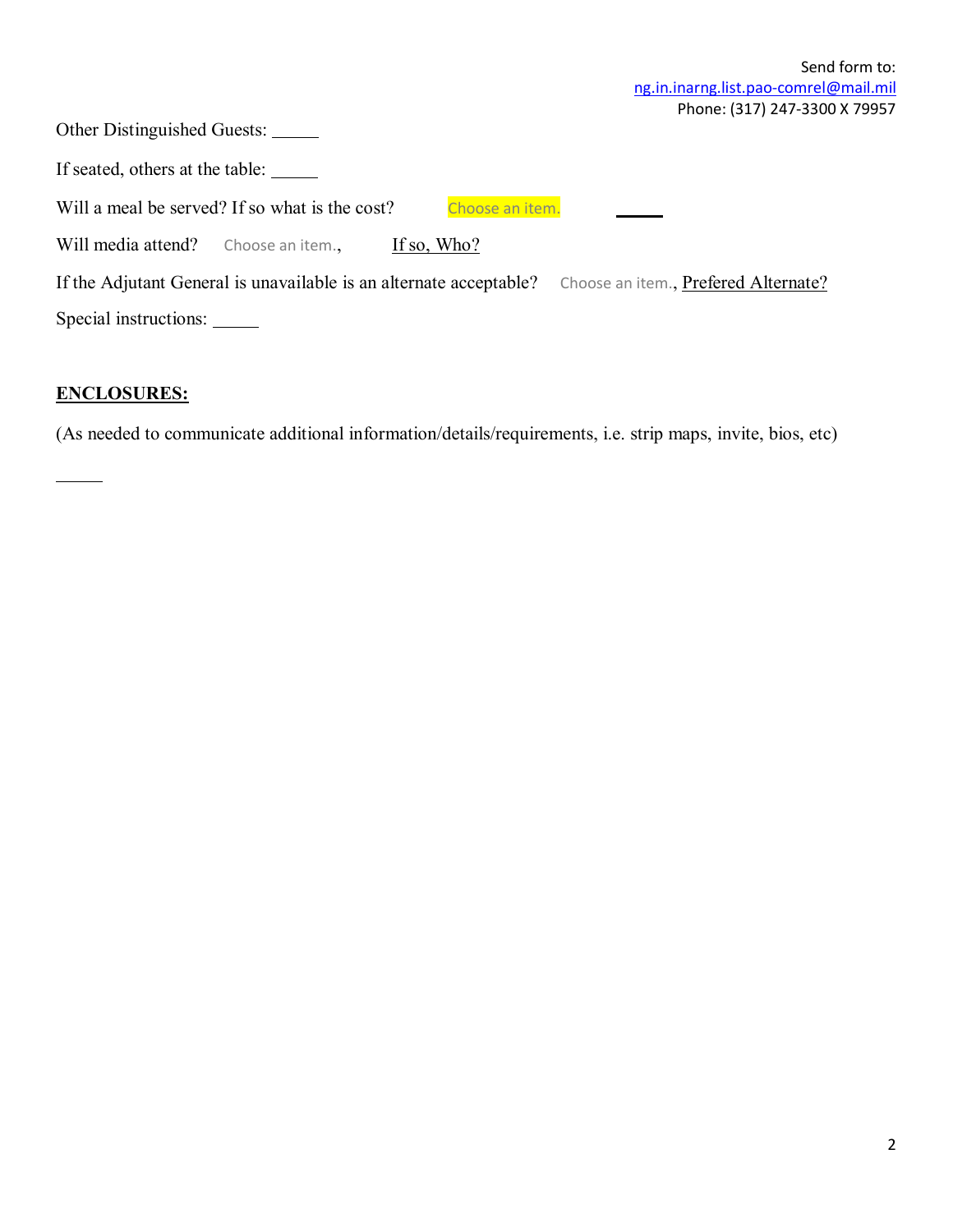Send form to:
ng.in.inarng.list.pao-comrel@mail.mil
Phone: (317) 247-3300 X 79957

Other Distinguished Guests: _____

If seated, others at the table: _____

Will a meal be served? If so what is the cost? Choose an item. _____

Will media attend? Choose an item., If so, Who?

If the Adjutant General is unavailable is an alternate acceptable? Choose an item., Prefered Alternate?

Special instructions: _____

**ENCLOSURES:**

(As needed to communicate additional information/details/requirements, i.e. strip maps, invite, bios, etc)

_____